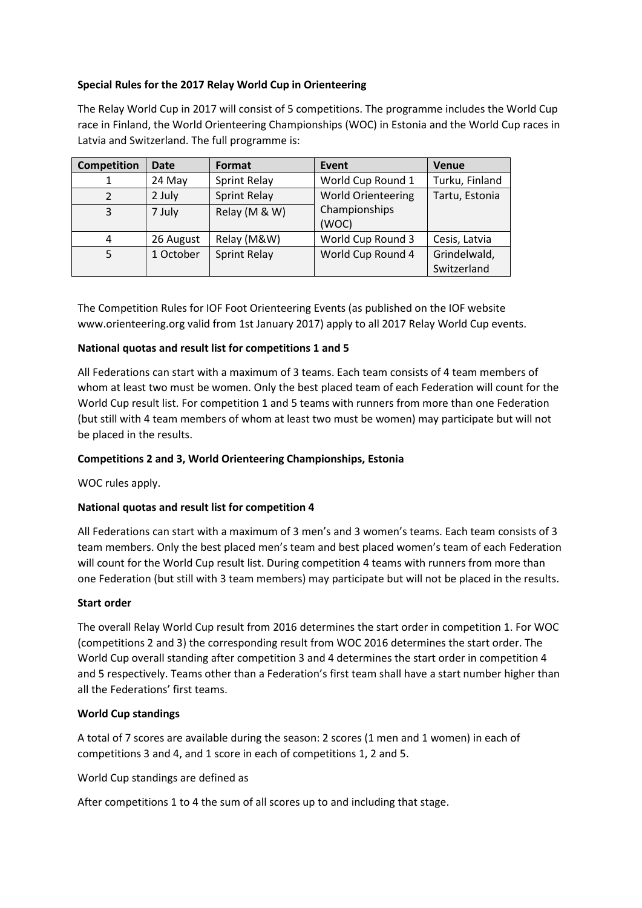**Special Rules for the 2017 Relay World Cup in Orienteering**

The Relay World Cup in 2017 will consist of 5 competitions. The programme includes the World Cup race in Finland, the World Orienteering Championships (WOC) in Estonia and the World Cup races in Latvia and Switzerland. The full programme is:

| Competition | Date | Format | Event | Venue |
|---|---|---|---|---|
| 1 | 24 May | Sprint Relay | World Cup Round 1 | Turku, Finland |
| 2 | 2 July | Sprint Relay | World Orienteering Championships (WOC) | Tartu, Estonia |
| 3 | 7 July | Relay (M & W) | | |
| 4 | 26 August | Relay (M&W) | World Cup Round 3 | Cesis, Latvia |
| 5 | 1 October | Sprint Relay | World Cup Round 4 | Grindelwald, Switzerland |

The Competition Rules for IOF Foot Orienteering Events (as published on the IOF website www.orienteering.org valid from 1st January 2017) apply to all 2017 Relay World Cup events.

**National quotas and result list for competitions 1 and 5**

All Federations can start with a maximum of 3 teams. Each team consists of 4 team members of whom at least two must be women. Only the best placed team of each Federation will count for the World Cup result list. For competition 1 and 5 teams with runners from more than one Federation (but still with 4 team members of whom at least two must be women) may participate but will not be placed in the results.

**Competitions 2 and 3, World Orienteering Championships, Estonia**

WOC rules apply.

**National quotas and result list for competition 4**

All Federations can start with a maximum of 3 men's and 3 women's teams. Each team consists of 3 team members. Only the best placed men's team and best placed women's team of each Federation will count for the World Cup result list. During competition 4 teams with runners from more than one Federation (but still with 3 team members) may participate but will not be placed in the results.

**Start order**

The overall Relay World Cup result from 2016 determines the start order in competition 1. For WOC (competitions 2 and 3) the corresponding result from WOC 2016 determines the start order. The World Cup overall standing after competition 3 and 4 determines the start order in competition 4 and 5 respectively. Teams other than a Federation's first team shall have a start number higher than all the Federations' first teams.

**World Cup standings**

A total of 7 scores are available during the season: 2 scores (1 men and 1 women) in each of competitions 3 and 4, and 1 score in each of competitions 1, 2 and 5.

World Cup standings are defined as

After competitions 1 to 4 the sum of all scores up to and including that stage.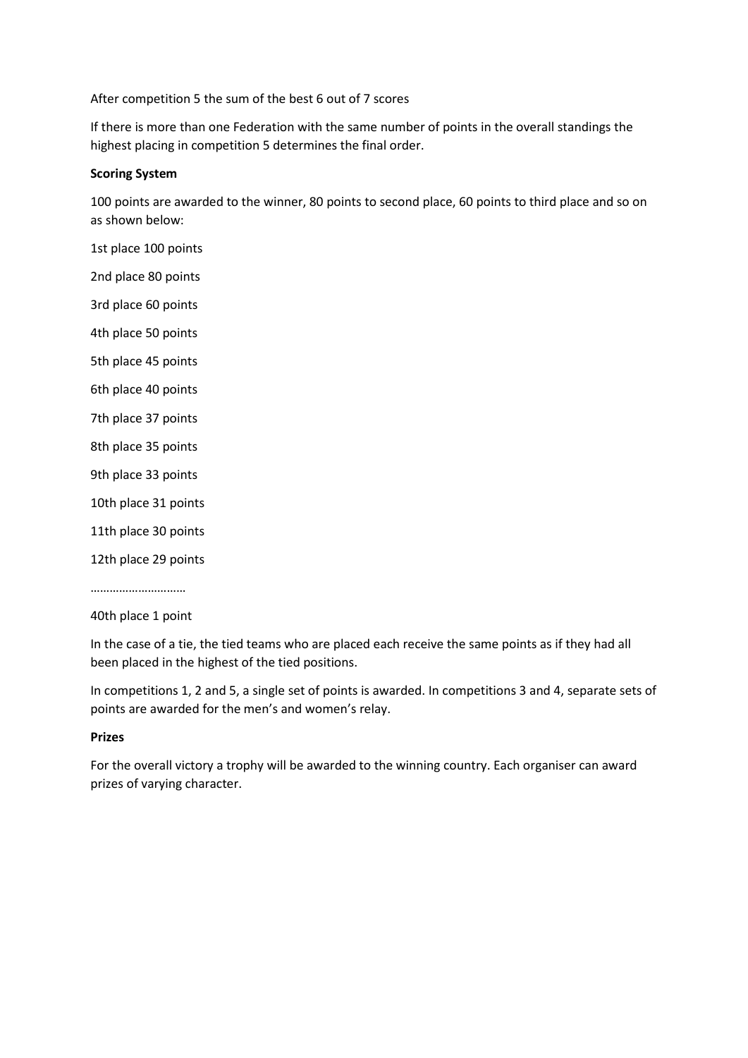After competition 5 the sum of the best 6 out of 7 scores

If there is more than one Federation with the same number of points in the overall standings the highest placing in competition 5 determines the final order.

**Scoring System**

100 points are awarded to the winner, 80 points to second place, 60 points to third place and so on as shown below:

1st place 100 points

2nd place 80 points

3rd place 60 points

4th place 50 points

5th place 45 points

6th place 40 points

7th place 37 points

8th place 35 points

9th place 33 points

10th place 31 points

11th place 30 points

12th place 29 points

…………………………

40th place 1 point

In the case of a tie, the tied teams who are placed each receive the same points as if they had all been placed in the highest of the tied positions.

In competitions 1, 2 and 5, a single set of points is awarded. In competitions 3 and 4, separate sets of points are awarded for the men's and women's relay.

**Prizes**

For the overall victory a trophy will be awarded to the winning country. Each organiser can award prizes of varying character.